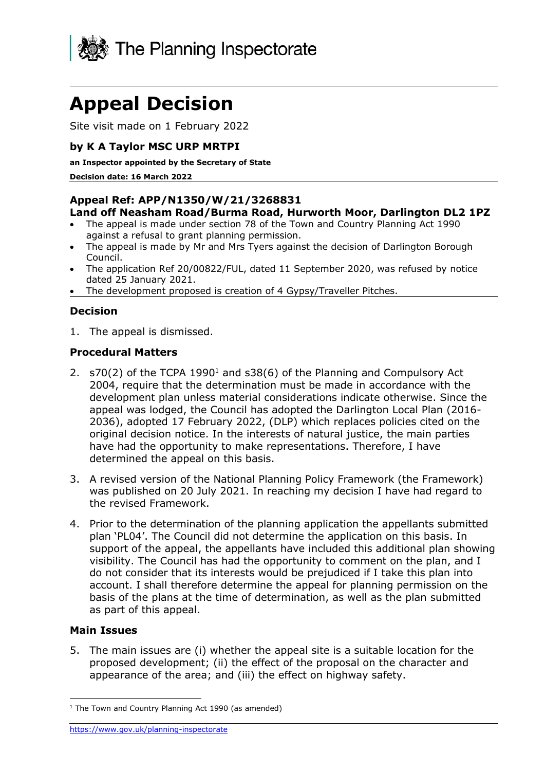# Appeal Decision

Site visit made on 1 February 2022

**by K A Taylor MSC URP MRTPI**

**an Inspector appointed by the Secretary of State**

**Decision date: 16 March 2022**

**Appeal Ref: APP/N1350/W/21/3268831**
**Land off Neasham Road/Burma Road, Hurworth Moor, Darlington DL2 1PZ**

- The appeal is made under section 78 of the Town and Country Planning Act 1990 against a refusal to grant planning permission.
- The appeal is made by Mr and Mrs Tyers against the decision of Darlington Borough Council.
- The application Ref 20/00822/FUL, dated 11 September 2020, was refused by notice dated 25 January 2021.
- The development proposed is creation of 4 Gypsy/Traveller Pitches.

## Decision

1. The appeal is dismissed.

## Procedural Matters

2. s70(2) of the TCPA 1990[1] and s38(6) of the Planning and Compulsory Act 2004, require that the determination must be made in accordance with the development plan unless material considerations indicate otherwise. Since the appeal was lodged, the Council has adopted the Darlington Local Plan (2016-2036), adopted 17 February 2022, (DLP) which replaces policies cited on the original decision notice. In the interests of natural justice, the main parties have had the opportunity to make representations. Therefore, I have determined the appeal on this basis.

3. A revised version of the National Planning Policy Framework (the Framework) was published on 20 July 2021. In reaching my decision I have had regard to the revised Framework.

4. Prior to the determination of the planning application the appellants submitted plan 'PL04'. The Council did not determine the application on this basis. In support of the appeal, the appellants have included this additional plan showing visibility. The Council has had the opportunity to comment on the plan, and I do not consider that its interests would be prejudiced if I take this plan into account. I shall therefore determine the appeal for planning permission on the basis of the plans at the time of determination, as well as the plan submitted as part of this appeal.

## Main Issues

5. The main issues are (i) whether the appeal site is a suitable location for the proposed development; (ii) the effect of the proposal on the character and appearance of the area; and (iii) the effect on highway safety.

[1] The Town and Country Planning Act 1990 (as amended)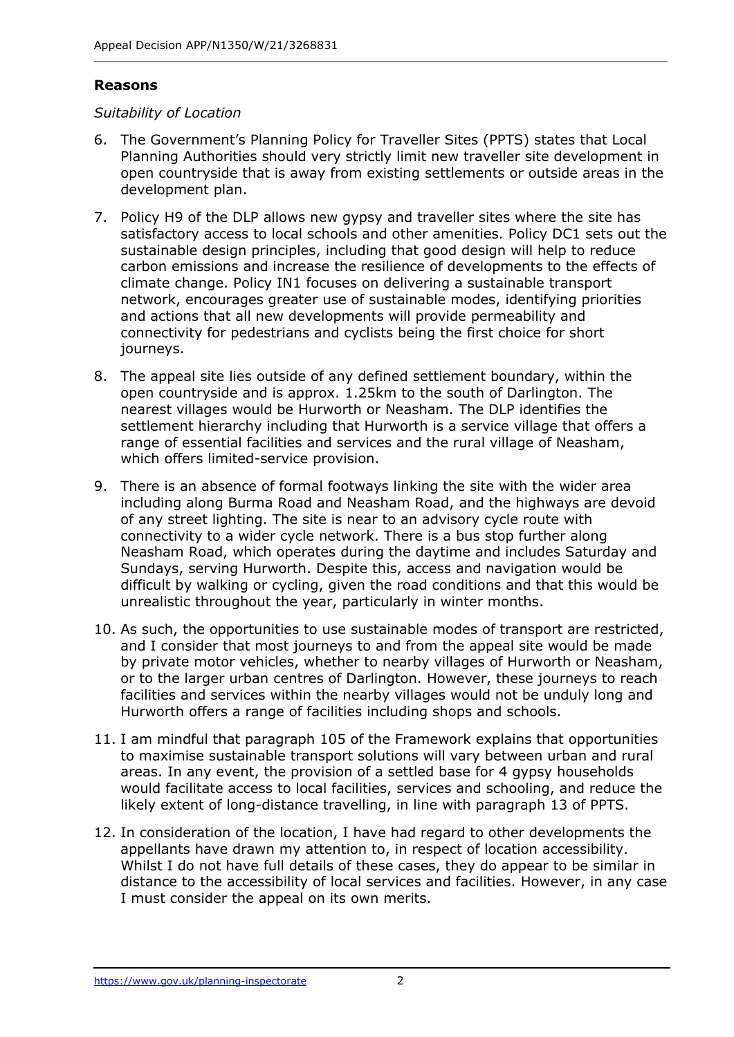**Reasons**

*Suitability of Location*

6. The Government's Planning Policy for Traveller Sites (PPTS) states that Local Planning Authorities should very strictly limit new traveller site development in open countryside that is away from existing settlements or outside areas in the development plan.

7. Policy H9 of the DLP allows new gypsy and traveller sites where the site has satisfactory access to local schools and other amenities. Policy DC1 sets out the sustainable design principles, including that good design will help to reduce carbon emissions and increase the resilience of developments to the effects of climate change. Policy IN1 focuses on delivering a sustainable transport network, encourages greater use of sustainable modes, identifying priorities and actions that all new developments will provide permeability and connectivity for pedestrians and cyclists being the first choice for short journeys.

8. The appeal site lies outside of any defined settlement boundary, within the open countryside and is approx. 1.25km to the south of Darlington. The nearest villages would be Hurworth or Neasham. The DLP identifies the settlement hierarchy including that Hurworth is a service village that offers a range of essential facilities and services and the rural village of Neasham, which offers limited-service provision.

9. There is an absence of formal footways linking the site with the wider area including along Burma Road and Neasham Road, and the highways are devoid of any street lighting. The site is near to an advisory cycle route with connectivity to a wider cycle network. There is a bus stop further along Neasham Road, which operates during the daytime and includes Saturday and Sundays, serving Hurworth. Despite this, access and navigation would be difficult by walking or cycling, given the road conditions and that this would be unrealistic throughout the year, particularly in winter months.

10. As such, the opportunities to use sustainable modes of transport are restricted, and I consider that most journeys to and from the appeal site would be made by private motor vehicles, whether to nearby villages of Hurworth or Neasham, or to the larger urban centres of Darlington. However, these journeys to reach facilities and services within the nearby villages would not be unduly long and Hurworth offers a range of facilities including shops and schools.

11. I am mindful that paragraph 105 of the Framework explains that opportunities to maximise sustainable transport solutions will vary between urban and rural areas. In any event, the provision of a settled base for 4 gypsy households would facilitate access to local facilities, services and schooling, and reduce the likely extent of long-distance travelling, in line with paragraph 13 of PPTS.

12. In consideration of the location, I have had regard to other developments the appellants have drawn my attention to, in respect of location accessibility. Whilst I do not have full details of these cases, they do appear to be similar in distance to the accessibility of local services and facilities. However, in any case I must consider the appeal on its own merits.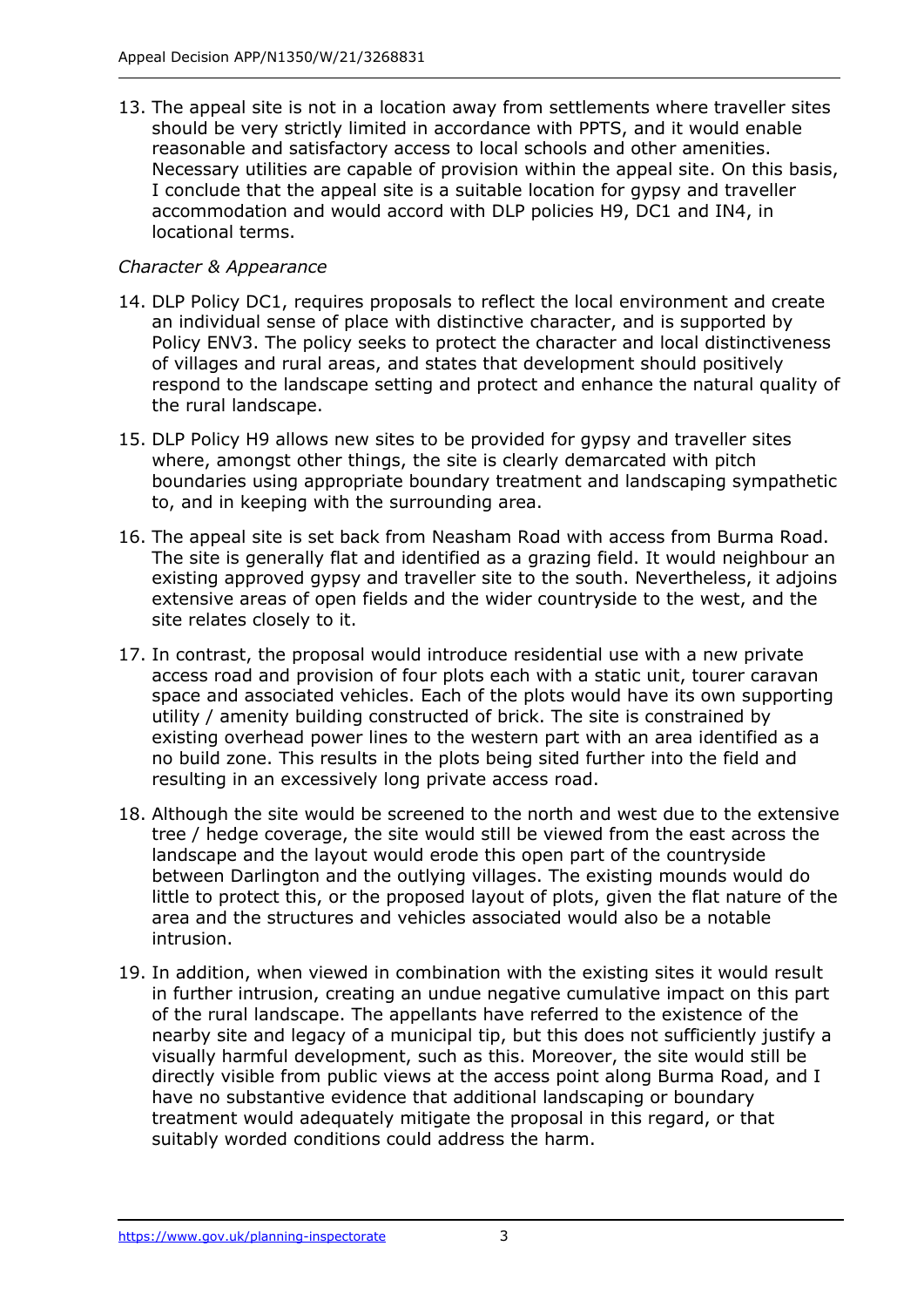13. The appeal site is not in a location away from settlements where traveller sites should be very strictly limited in accordance with PPTS, and it would enable reasonable and satisfactory access to local schools and other amenities. Necessary utilities are capable of provision within the appeal site. On this basis, I conclude that the appeal site is a suitable location for gypsy and traveller accommodation and would accord with DLP policies H9, DC1 and IN4, in locational terms.

*Character & Appearance*

14. DLP Policy DC1, requires proposals to reflect the local environment and create an individual sense of place with distinctive character, and is supported by Policy ENV3. The policy seeks to protect the character and local distinctiveness of villages and rural areas, and states that development should positively respond to the landscape setting and protect and enhance the natural quality of the rural landscape.

15. DLP Policy H9 allows new sites to be provided for gypsy and traveller sites where, amongst other things, the site is clearly demarcated with pitch boundaries using appropriate boundary treatment and landscaping sympathetic to, and in keeping with the surrounding area.

16. The appeal site is set back from Neasham Road with access from Burma Road. The site is generally flat and identified as a grazing field. It would neighbour an existing approved gypsy and traveller site to the south. Nevertheless, it adjoins extensive areas of open fields and the wider countryside to the west, and the site relates closely to it.

17. In contrast, the proposal would introduce residential use with a new private access road and provision of four plots each with a static unit, tourer caravan space and associated vehicles. Each of the plots would have its own supporting utility / amenity building constructed of brick. The site is constrained by existing overhead power lines to the western part with an area identified as a no build zone. This results in the plots being sited further into the field and resulting in an excessively long private access road.

18. Although the site would be screened to the north and west due to the extensive tree / hedge coverage, the site would still be viewed from the east across the landscape and the layout would erode this open part of the countryside between Darlington and the outlying villages. The existing mounds would do little to protect this, or the proposed layout of plots, given the flat nature of the area and the structures and vehicles associated would also be a notable intrusion.

19. In addition, when viewed in combination with the existing sites it would result in further intrusion, creating an undue negative cumulative impact on this part of the rural landscape. The appellants have referred to the existence of the nearby site and legacy of a municipal tip, but this does not sufficiently justify a visually harmful development, such as this. Moreover, the site would still be directly visible from public views at the access point along Burma Road, and I have no substantive evidence that additional landscaping or boundary treatment would adequately mitigate the proposal in this regard, or that suitably worded conditions could address the harm.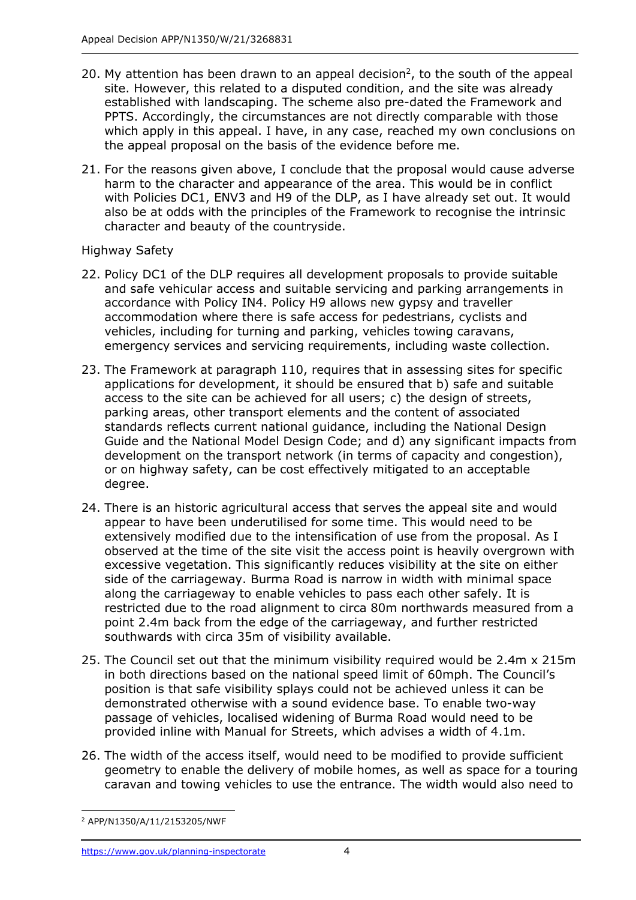20. My attention has been drawn to an appeal decision[2], to the south of the appeal site. However, this related to a disputed condition, and the site was already established with landscaping. The scheme also pre-dated the Framework and PPTS. Accordingly, the circumstances are not directly comparable with those which apply in this appeal. I have, in any case, reached my own conclusions on the appeal proposal on the basis of the evidence before me.

21. For the reasons given above, I conclude that the proposal would cause adverse harm to the character and appearance of the area. This would be in conflict with Policies DC1, ENV3 and H9 of the DLP, as I have already set out. It would also be at odds with the principles of the Framework to recognise the intrinsic character and beauty of the countryside.

Highway Safety

22. Policy DC1 of the DLP requires all development proposals to provide suitable and safe vehicular access and suitable servicing and parking arrangements in accordance with Policy IN4. Policy H9 allows new gypsy and traveller accommodation where there is safe access for pedestrians, cyclists and vehicles, including for turning and parking, vehicles towing caravans, emergency services and servicing requirements, including waste collection.

23. The Framework at paragraph 110, requires that in assessing sites for specific applications for development, it should be ensured that b) safe and suitable access to the site can be achieved for all users; c) the design of streets, parking areas, other transport elements and the content of associated standards reflects current national guidance, including the National Design Guide and the National Model Design Code; and d) any significant impacts from development on the transport network (in terms of capacity and congestion), or on highway safety, can be cost effectively mitigated to an acceptable degree.

24. There is an historic agricultural access that serves the appeal site and would appear to have been underutilised for some time. This would need to be extensively modified due to the intensification of use from the proposal. As I observed at the time of the site visit the access point is heavily overgrown with excessive vegetation. This significantly reduces visibility at the site on either side of the carriageway. Burma Road is narrow in width with minimal space along the carriageway to enable vehicles to pass each other safely. It is restricted due to the road alignment to circa 80m northwards measured from a point 2.4m back from the edge of the carriageway, and further restricted southwards with circa 35m of visibility available.

25. The Council set out that the minimum visibility required would be 2.4m x 215m in both directions based on the national speed limit of 60mph. The Council's position is that safe visibility splays could not be achieved unless it can be demonstrated otherwise with a sound evidence base. To enable two-way passage of vehicles, localised widening of Burma Road would need to be provided inline with Manual for Streets, which advises a width of 4.1m.

26. The width of the access itself, would need to be modified to provide sufficient geometry to enable the delivery of mobile homes, as well as space for a touring caravan and towing vehicles to use the entrance. The width would also need to

[2] APP/N1350/A/11/2153205/NWF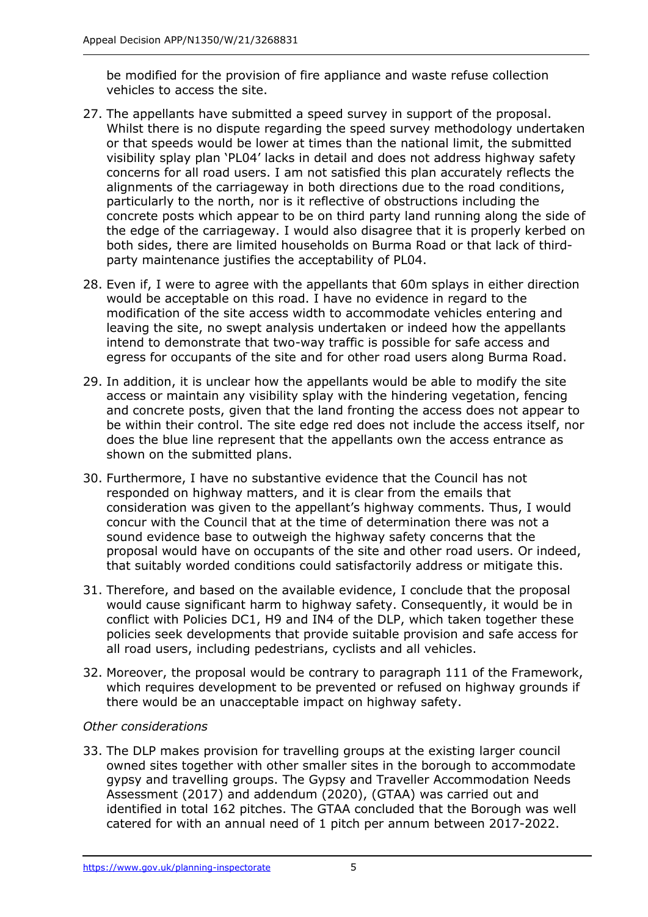be modified for the provision of fire appliance and waste refuse collection vehicles to access the site.

27. The appellants have submitted a speed survey in support of the proposal. Whilst there is no dispute regarding the speed survey methodology undertaken or that speeds would be lower at times than the national limit, the submitted visibility splay plan 'PL04' lacks in detail and does not address highway safety concerns for all road users. I am not satisfied this plan accurately reflects the alignments of the carriageway in both directions due to the road conditions, particularly to the north, nor is it reflective of obstructions including the concrete posts which appear to be on third party land running along the side of the edge of the carriageway. I would also disagree that it is properly kerbed on both sides, there are limited households on Burma Road or that lack of third-party maintenance justifies the acceptability of PL04.

28. Even if, I were to agree with the appellants that 60m splays in either direction would be acceptable on this road. I have no evidence in regard to the modification of the site access width to accommodate vehicles entering and leaving the site, no swept analysis undertaken or indeed how the appellants intend to demonstrate that two-way traffic is possible for safe access and egress for occupants of the site and for other road users along Burma Road.

29. In addition, it is unclear how the appellants would be able to modify the site access or maintain any visibility splay with the hindering vegetation, fencing and concrete posts, given that the land fronting the access does not appear to be within their control. The site edge red does not include the access itself, nor does the blue line represent that the appellants own the access entrance as shown on the submitted plans.

30. Furthermore, I have no substantive evidence that the Council has not responded on highway matters, and it is clear from the emails that consideration was given to the appellant's highway comments. Thus, I would concur with the Council that at the time of determination there was not a sound evidence base to outweigh the highway safety concerns that the proposal would have on occupants of the site and other road users. Or indeed, that suitably worded conditions could satisfactorily address or mitigate this.

31. Therefore, and based on the available evidence, I conclude that the proposal would cause significant harm to highway safety. Consequently, it would be in conflict with Policies DC1, H9 and IN4 of the DLP, which taken together these policies seek developments that provide suitable provision and safe access for all road users, including pedestrians, cyclists and all vehicles.

32. Moreover, the proposal would be contrary to paragraph 111 of the Framework, which requires development to be prevented or refused on highway grounds if there would be an unacceptable impact on highway safety.

*Other considerations*

33. The DLP makes provision for travelling groups at the existing larger council owned sites together with other smaller sites in the borough to accommodate gypsy and travelling groups. The Gypsy and Traveller Accommodation Needs Assessment (2017) and addendum (2020), (GTAA) was carried out and identified in total 162 pitches. The GTAA concluded that the Borough was well catered for with an annual need of 1 pitch per annum between 2017-2022.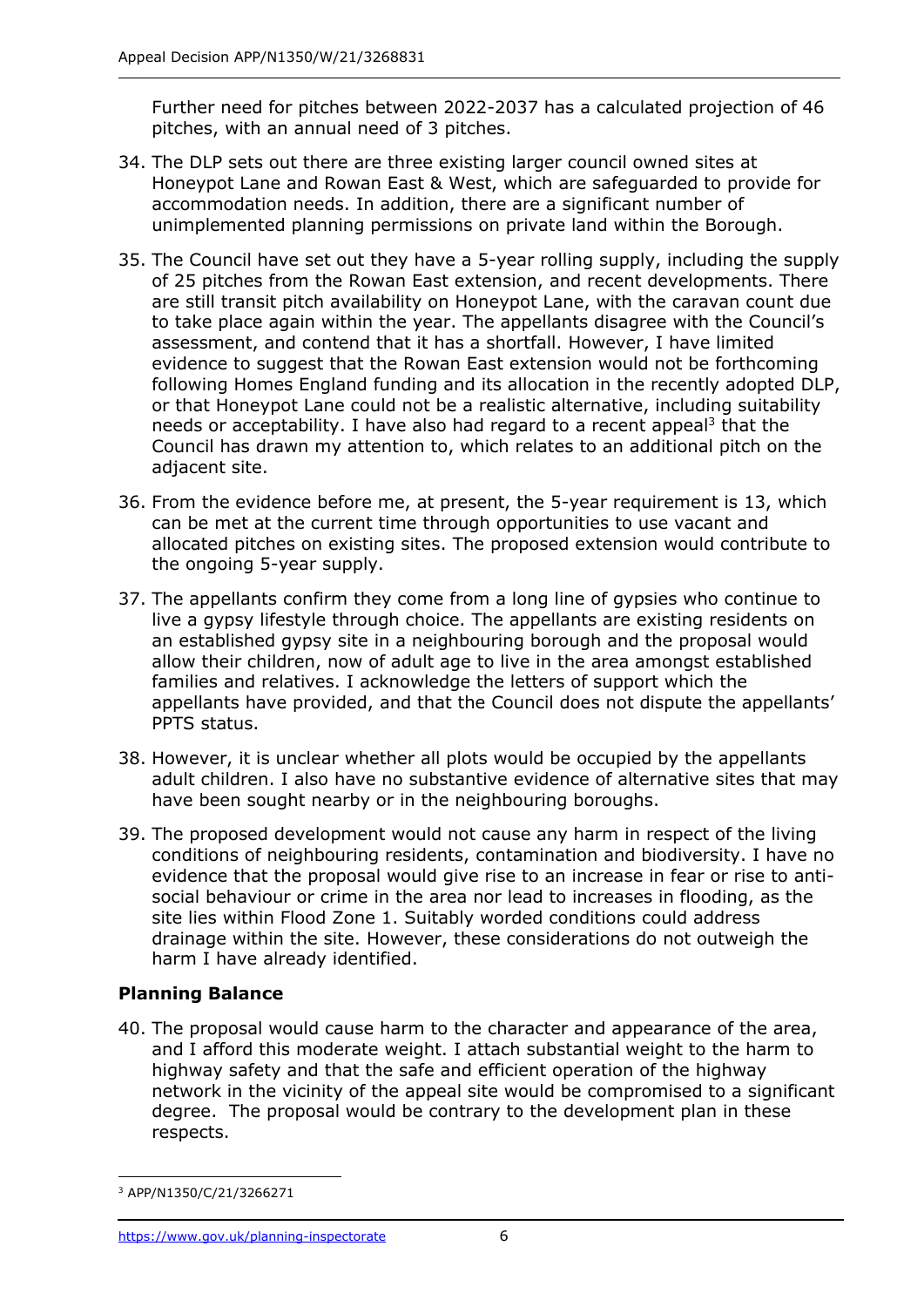Further need for pitches between 2022-2037 has a calculated projection of 46 pitches, with an annual need of 3 pitches.

34. The DLP sets out there are three existing larger council owned sites at Honeypot Lane and Rowan East & West, which are safeguarded to provide for accommodation needs. In addition, there are a significant number of unimplemented planning permissions on private land within the Borough.

35. The Council have set out they have a 5-year rolling supply, including the supply of 25 pitches from the Rowan East extension, and recent developments. There are still transit pitch availability on Honeypot Lane, with the caravan count due to take place again within the year. The appellants disagree with the Council's assessment, and contend that it has a shortfall. However, I have limited evidence to suggest that the Rowan East extension would not be forthcoming following Homes England funding and its allocation in the recently adopted DLP, or that Honeypot Lane could not be a realistic alternative, including suitability needs or acceptability. I have also had regard to a recent appeal[3] that the Council has drawn my attention to, which relates to an additional pitch on the adjacent site.

36. From the evidence before me, at present, the 5-year requirement is 13, which can be met at the current time through opportunities to use vacant and allocated pitches on existing sites. The proposed extension would contribute to the ongoing 5-year supply.

37. The appellants confirm they come from a long line of gypsies who continue to live a gypsy lifestyle through choice. The appellants are existing residents on an established gypsy site in a neighbouring borough and the proposal would allow their children, now of adult age to live in the area amongst established families and relatives. I acknowledge the letters of support which the appellants have provided, and that the Council does not dispute the appellants' PPTS status.

38. However, it is unclear whether all plots would be occupied by the appellants adult children. I also have no substantive evidence of alternative sites that may have been sought nearby or in the neighbouring boroughs.

39. The proposed development would not cause any harm in respect of the living conditions of neighbouring residents, contamination and biodiversity. I have no evidence that the proposal would give rise to an increase in fear or rise to anti-social behaviour or crime in the area nor lead to increases in flooding, as the site lies within Flood Zone 1. Suitably worded conditions could address drainage within the site. However, these considerations do not outweigh the harm I have already identified.

## Planning Balance

40. The proposal would cause harm to the character and appearance of the area, and I afford this moderate weight. I attach substantial weight to the harm to highway safety and that the safe and efficient operation of the highway network in the vicinity of the appeal site would be compromised to a significant degree. The proposal would be contrary to the development plan in these respects.

[3] APP/N1350/C/21/3266271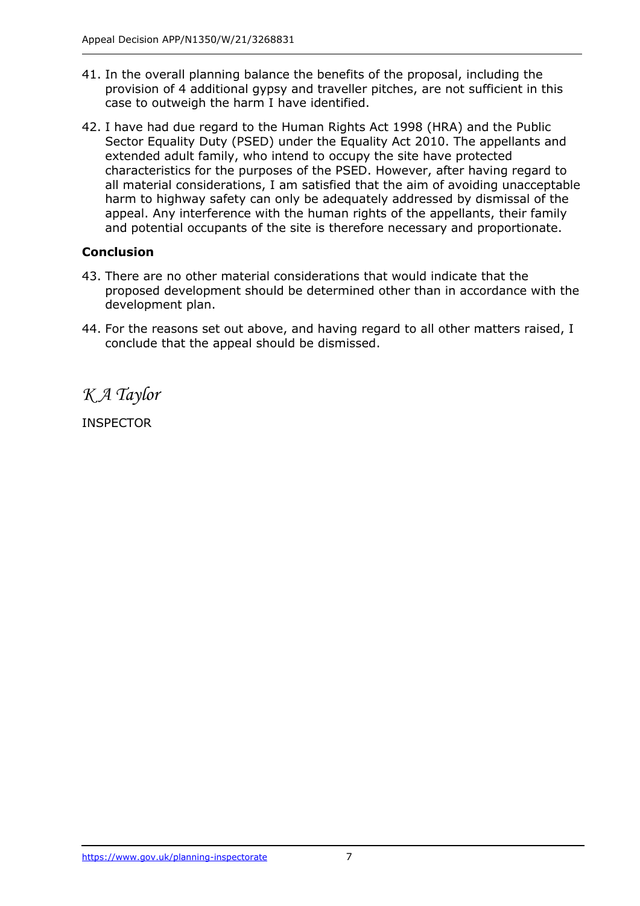41. In the overall planning balance the benefits of the proposal, including the provision of 4 additional gypsy and traveller pitches, are not sufficient in this case to outweigh the harm I have identified.

42. I have had due regard to the Human Rights Act 1998 (HRA) and the Public Sector Equality Duty (PSED) under the Equality Act 2010. The appellants and extended adult family, who intend to occupy the site have protected characteristics for the purposes of the PSED. However, after having regard to all material considerations, I am satisfied that the aim of avoiding unacceptable harm to highway safety can only be adequately addressed by dismissal of the appeal. Any interference with the human rights of the appellants, their family and potential occupants of the site is therefore necessary and proportionate.

**Conclusion**

43. There are no other material considerations that would indicate that the proposed development should be determined other than in accordance with the development plan.

44. For the reasons set out above, and having regard to all other matters raised, I conclude that the appeal should be dismissed.

*K A Taylor*

INSPECTOR